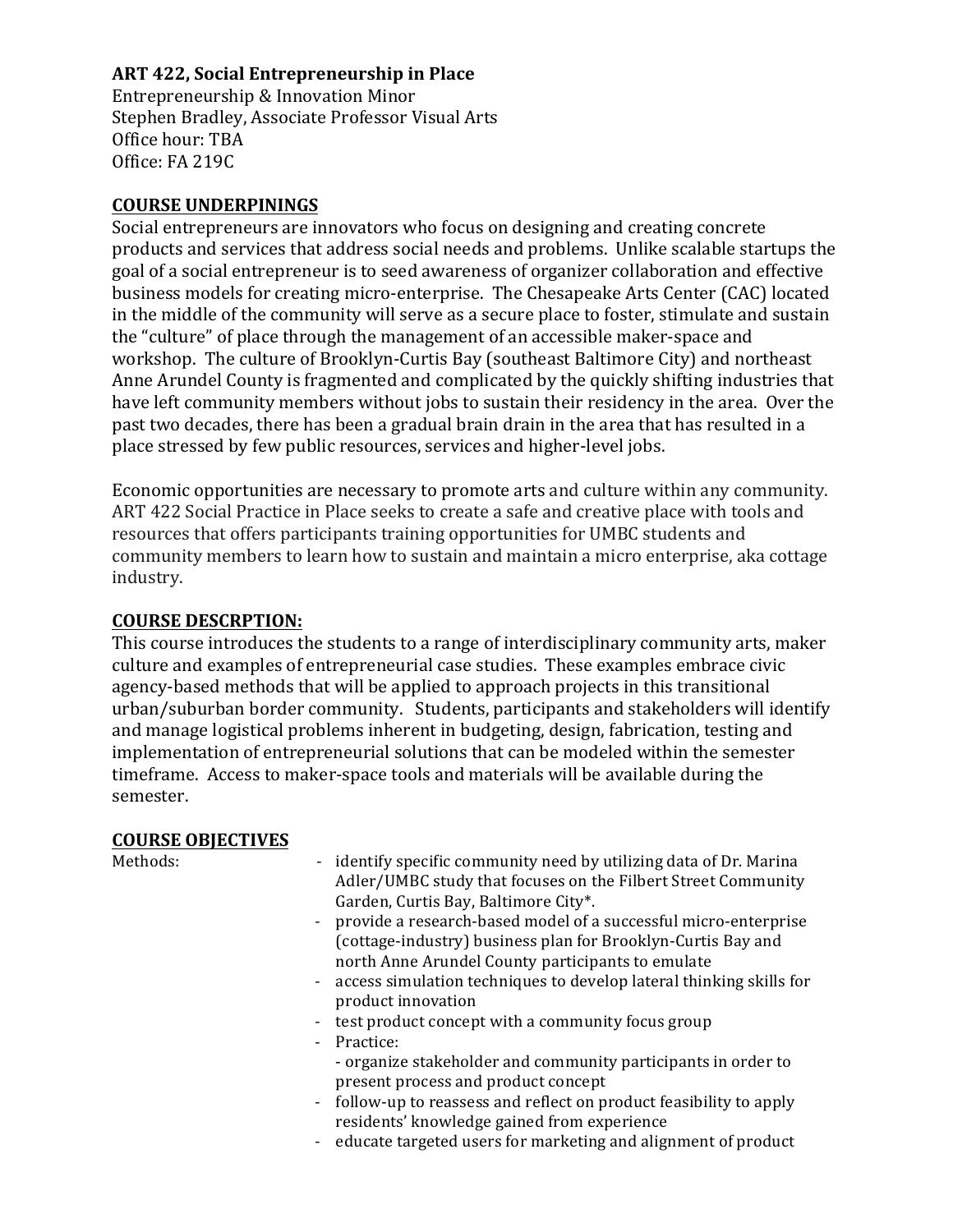**ART 422, Social Entrepreneurship in Place**
Entrepreneurship & Innovation Minor
Stephen Bradley, Associate Professor Visual Arts
Office hour: TBA
Office: FA 219C

## COURSE UNDERPININGS

Social entrepreneurs are innovators who focus on designing and creating concrete products and services that address social needs and problems. Unlike scalable startups the goal of a social entrepreneur is to seed awareness of organizer collaboration and effective business models for creating micro-enterprise. The Chesapeake Arts Center (CAC) located in the middle of the community will serve as a secure place to foster, stimulate and sustain the "culture" of place through the management of an accessible maker-space and workshop. The culture of Brooklyn-Curtis Bay (southeast Baltimore City) and northeast Anne Arundel County is fragmented and complicated by the quickly shifting industries that have left community members without jobs to sustain their residency in the area. Over the past two decades, there has been a gradual brain drain in the area that has resulted in a place stressed by few public resources, services and higher-level jobs.

Economic opportunities are necessary to promote arts and culture within any community. ART 422 Social Practice in Place seeks to create a safe and creative place with tools and resources that offers participants training opportunities for UMBC students and community members to learn how to sustain and maintain a micro enterprise, aka cottage industry.

## COURSE DESCRPTION:

This course introduces the students to a range of interdisciplinary community arts, maker culture and examples of entrepreneurial case studies. These examples embrace civic agency-based methods that will be applied to approach projects in this transitional urban/suburban border community. Students, participants and stakeholders will identify and manage logistical problems inherent in budgeting, design, fabrication, testing and implementation of entrepreneurial solutions that can be modeled within the semester timeframe. Access to maker-space tools and materials will be available during the semester.

## COURSE OBJECTIVES

Methods:

- identify specific community need by utilizing data of Dr. Marina Adler/UMBC study that focuses on the Filbert Street Community Garden, Curtis Bay, Baltimore City*.
- provide a research-based model of a successful micro-enterprise (cottage-industry) business plan for Brooklyn-Curtis Bay and north Anne Arundel County participants to emulate
- access simulation techniques to develop lateral thinking skills for product innovation
- test product concept with a community focus group
- Practice:
  - organize stakeholder and community participants in order to present process and product concept
- follow-up to reassess and reflect on product feasibility to apply residents' knowledge gained from experience
- educate targeted users for marketing and alignment of product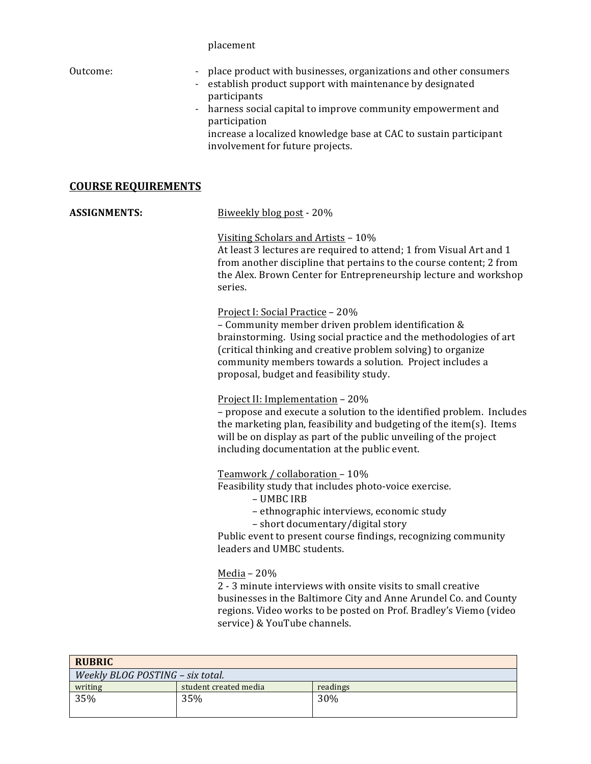placement

Outcome:

- place product with businesses, organizations and other consumers
- establish product support with maintenance by designated participants
- harness social capital to improve community empowerment and participation

  increase a localized knowledge base at CAC to sustain participant involvement for future projects.

## COURSE REQUIREMENTS

**ASSIGNMENTS:**

Biweekly blog post - 20%

Visiting Scholars and Artists – 10%
At least 3 lectures are required to attend; 1 from Visual Art and 1 from another discipline that pertains to the course content; 2 from the Alex. Brown Center for Entrepreneurship lecture and workshop series.

Project I: Social Practice – 20%
– Community member driven problem identification & brainstorming. Using social practice and the methodologies of art (critical thinking and creative problem solving) to organize community members towards a solution. Project includes a proposal, budget and feasibility study.

Project II: Implementation – 20%
– propose and execute a solution to the identified problem. Includes the marketing plan, feasibility and budgeting of the item(s). Items will be on display as part of the public unveiling of the project including documentation at the public event.

Teamwork / collaboration – 10%
Feasibility study that includes photo-voice exercise.

- – UMBC IRB
- – ethnographic interviews, economic study
- – short documentary/digital story

Public event to present course findings, recognizing community leaders and UMBC students.

Media – 20%
2 - 3 minute interviews with onsite visits to small creative businesses in the Baltimore City and Anne Arundel Co. and County regions. Video works to be posted on Prof. Bradley's Viemo (video service) & YouTube channels.

| **RUBRIC** | | |
|---|---|---|
| *Weekly BLOG POSTING – six total.* | | |
| writing | student created media | readings |
| 35% | 35% | 30% |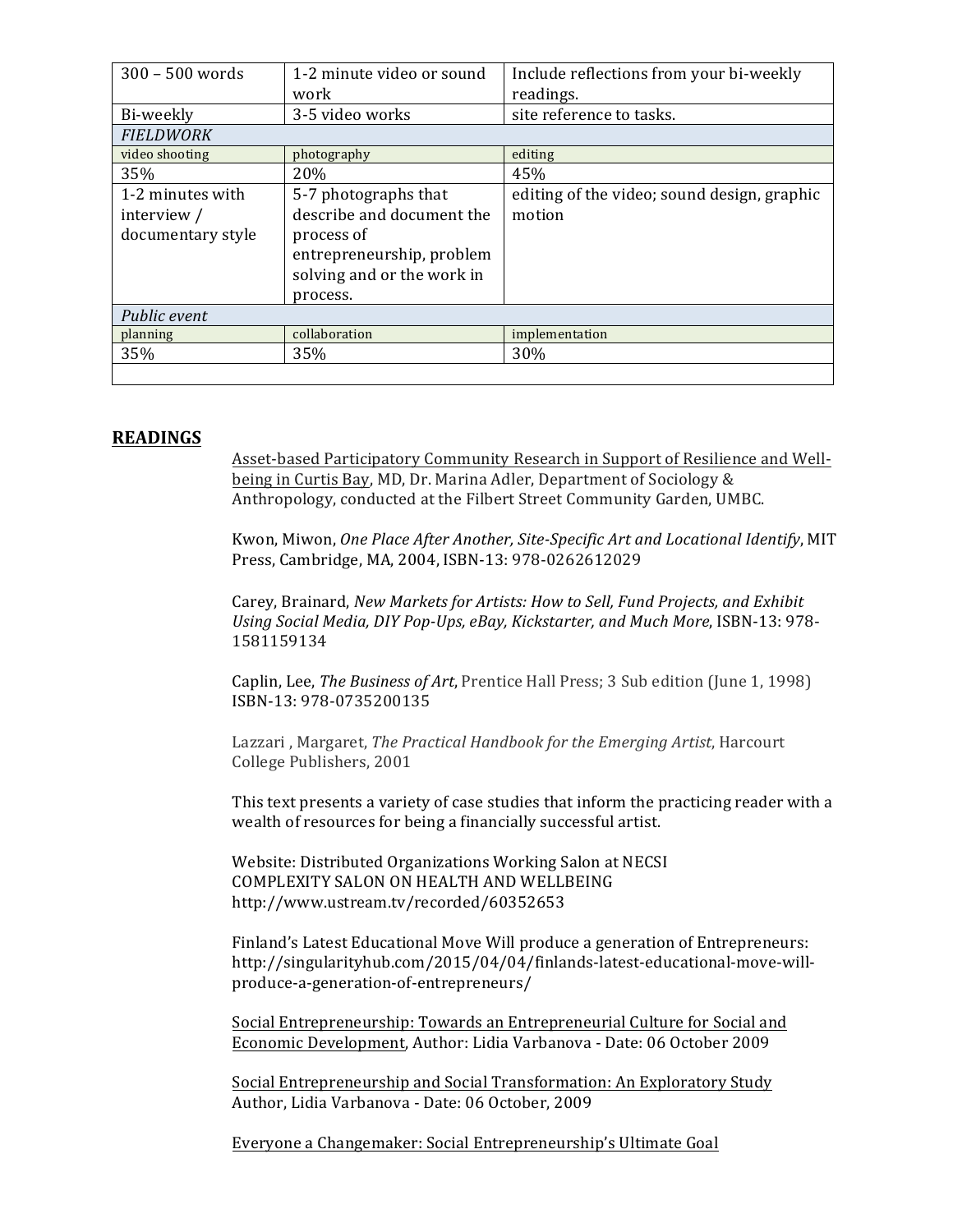| 300 – 500 words | 1-2 minute video or sound work | Include reflections from your bi-weekly readings. |
|---|---|---|
| Bi-weekly | 3-5 video works | site reference to tasks. |
| *FIELDWORK* | | |
| video shooting | photography | editing |
| 35% | 20% | 45% |
| 1-2 minutes with interview / documentary style | 5-7 photographs that describe and document the process of entrepreneurship, problem solving and or the work in process. | editing of the video; sound design, graphic motion |
| *Public event* | | |
| planning | collaboration | implementation |
| 35% | 35% | 30% |
| | | |

## READINGS

Asset-based Participatory Community Research in Support of Resilience and Well-being in Curtis Bay, MD, Dr. Marina Adler, Department of Sociology & Anthropology, conducted at the Filbert Street Community Garden, UMBC.

Kwon, Miwon, *One Place After Another, Site-Specific Art and Locational Identify*, MIT Press, Cambridge, MA, 2004, ISBN-13: 978-0262612029

Carey, Brainard, *New Markets for Artists: How to Sell, Fund Projects, and Exhibit Using Social Media, DIY Pop-Ups, eBay, Kickstarter, and Much More*, ISBN-13: 978-1581159134

Caplin, Lee, *The Business of Art*, Prentice Hall Press; 3 Sub edition (June 1, 1998) ISBN-13: 978-0735200135

Lazzari , Margaret, *The Practical Handbook for the Emerging Artist*, Harcourt College Publishers, 2001

This text presents a variety of case studies that inform the practicing reader with a wealth of resources for being a financially successful artist.

Website: Distributed Organizations Working Salon at NECSI
COMPLEXITY SALON ON HEALTH AND WELLBEING
http://www.ustream.tv/recorded/60352653

Finland's Latest Educational Move Will produce a generation of Entrepreneurs: http://singularityhub.com/2015/04/04/finlands-latest-educational-move-will-produce-a-generation-of-entrepreneurs/

Social Entrepreneurship: Towards an Entrepreneurial Culture for Social and Economic Development, Author: Lidia Varbanova - Date: 06 October 2009

Social Entrepreneurship and Social Transformation: An Exploratory Study
Author, Lidia Varbanova - Date: 06 October, 2009

Everyone a Changemaker: Social Entrepreneurship's Ultimate Goal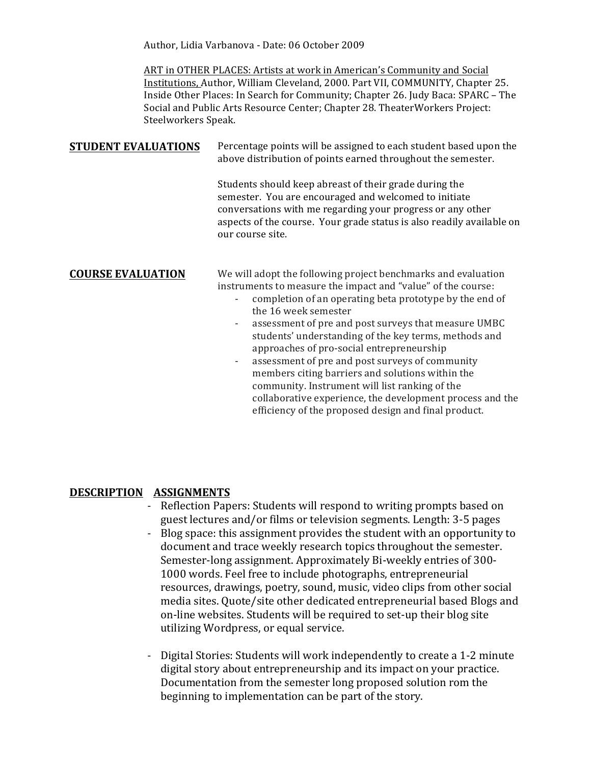Author, Lidia Varbanova - Date: 06 October 2009

ART in OTHER PLACES: Artists at work in American's Community and Social Institutions, Author, William Cleveland, 2000. Part VII, COMMUNITY, Chapter 25. Inside Other Places: In Search for Community; Chapter 26. Judy Baca: SPARC – The Social and Public Arts Resource Center; Chapter 28. TheaterWorkers Project: Steelworkers Speak.

## STUDENT EVALUATIONS

Percentage points will be assigned to each student based upon the above distribution of points earned throughout the semester.

Students should keep abreast of their grade during the semester. You are encouraged and welcomed to initiate conversations with me regarding your progress or any other aspects of the course. Your grade status is also readily available on our course site.

## COURSE EVALUATION

We will adopt the following project benchmarks and evaluation instruments to measure the impact and "value" of the course:

- completion of an operating beta prototype by the end of the 16 week semester
- assessment of pre and post surveys that measure UMBC students' understanding of the key terms, methods and approaches of pro-social entrepreneurship
- assessment of pre and post surveys of community members citing barriers and solutions within the community. Instrument will list ranking of the collaborative experience, the development process and the efficiency of the proposed design and final product.

## DESCRIPTION ASSIGNMENTS

- Reflection Papers: Students will respond to writing prompts based on guest lectures and/or films or television segments. Length: 3-5 pages
- Blog space: this assignment provides the student with an opportunity to document and trace weekly research topics throughout the semester. Semester-long assignment. Approximately Bi-weekly entries of 300-1000 words. Feel free to include photographs, entrepreneurial resources, drawings, poetry, sound, music, video clips from other social media sites. Quote/site other dedicated entrepreneurial based Blogs and on-line websites. Students will be required to set-up their blog site utilizing Wordpress, or equal service.

- Digital Stories: Students will work independently to create a 1-2 minute digital story about entrepreneurship and its impact on your practice. Documentation from the semester long proposed solution rom the beginning to implementation can be part of the story.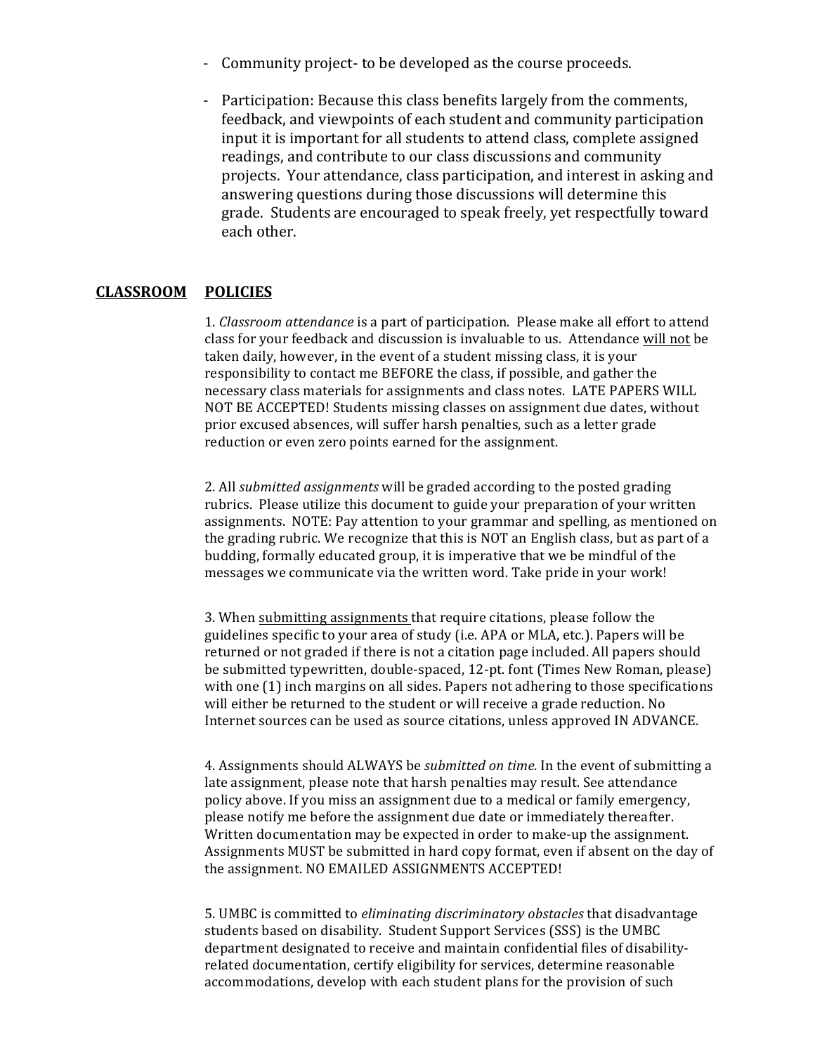- Community project- to be developed as the course proceeds.

- Participation: Because this class benefits largely from the comments, feedback, and viewpoints of each student and community participation input it is important for all students to attend class, complete assigned readings, and contribute to our class discussions and community projects. Your attendance, class participation, and interest in asking and answering questions during those discussions will determine this grade. Students are encouraged to speak freely, yet respectfully toward each other.

## CLASSROOM POLICIES

1. *Classroom attendance* is a part of participation. Please make all effort to attend class for your feedback and discussion is invaluable to us. Attendance will not be taken daily, however, in the event of a student missing class, it is your responsibility to contact me BEFORE the class, if possible, and gather the necessary class materials for assignments and class notes. LATE PAPERS WILL NOT BE ACCEPTED! Students missing classes on assignment due dates, without prior excused absences, will suffer harsh penalties, such as a letter grade reduction or even zero points earned for the assignment.

2. All *submitted assignments* will be graded according to the posted grading rubrics. Please utilize this document to guide your preparation of your written assignments. NOTE: Pay attention to your grammar and spelling, as mentioned on the grading rubric. We recognize that this is NOT an English class, but as part of a budding, formally educated group, it is imperative that we be mindful of the messages we communicate via the written word. Take pride in your work!

3. When submitting assignments that require citations, please follow the guidelines specific to your area of study (i.e. APA or MLA, etc.). Papers will be returned or not graded if there is not a citation page included. All papers should be submitted typewritten, double-spaced, 12-pt. font (Times New Roman, please) with one (1) inch margins on all sides. Papers not adhering to those specifications will either be returned to the student or will receive a grade reduction. No Internet sources can be used as source citations, unless approved IN ADVANCE.

4. Assignments should ALWAYS be *submitted on time.* In the event of submitting a late assignment, please note that harsh penalties may result. See attendance policy above. If you miss an assignment due to a medical or family emergency, please notify me before the assignment due date or immediately thereafter. Written documentation may be expected in order to make-up the assignment. Assignments MUST be submitted in hard copy format, even if absent on the day of the assignment. NO EMAILED ASSIGNMENTS ACCEPTED!

5. UMBC is committed to *eliminating discriminatory obstacles* that disadvantage students based on disability. Student Support Services (SSS) is the UMBC department designated to receive and maintain confidential files of disability-related documentation, certify eligibility for services, determine reasonable accommodations, develop with each student plans for the provision of such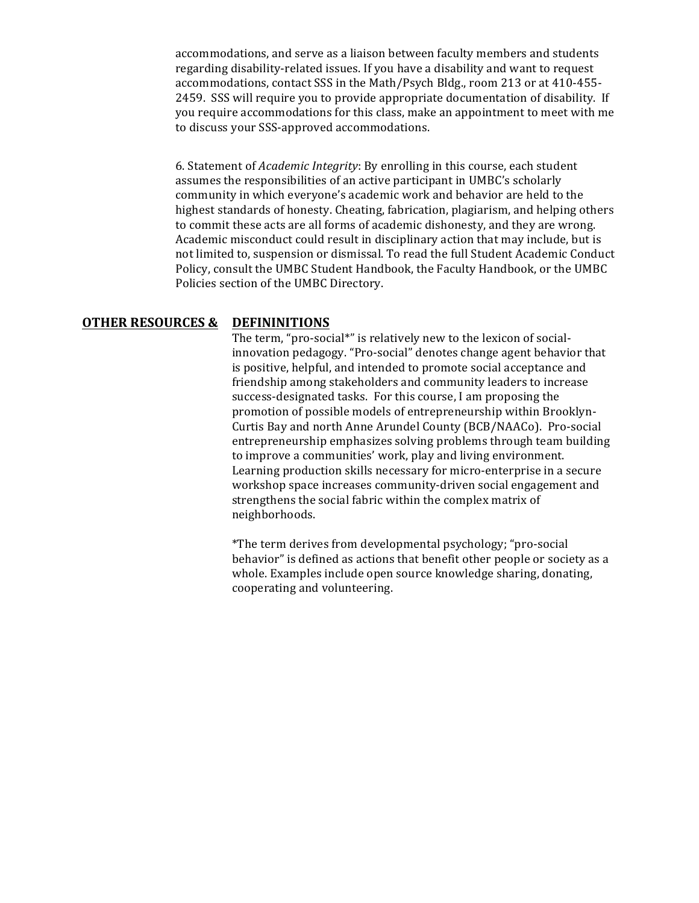accommodations, and serve as a liaison between faculty members and students regarding disability-related issues. If you have a disability and want to request accommodations, contact SSS in the Math/Psych Bldg., room 213 or at 410-455-2459. SSS will require you to provide appropriate documentation of disability. If you require accommodations for this class, make an appointment to meet with me to discuss your SSS-approved accommodations.

6. Statement of *Academic Integrity*: By enrolling in this course, each student assumes the responsibilities of an active participant in UMBC's scholarly community in which everyone's academic work and behavior are held to the highest standards of honesty. Cheating, fabrication, plagiarism, and helping others to commit these acts are all forms of academic dishonesty, and they are wrong. Academic misconduct could result in disciplinary action that may include, but is not limited to, suspension or dismissal. To read the full Student Academic Conduct Policy, consult the UMBC Student Handbook, the Faculty Handbook, or the UMBC Policies section of the UMBC Directory.

## **OTHER RESOURCES & DEFININITIONS**

The term, "pro-social*" is relatively new to the lexicon of social-innovation pedagogy. "Pro-social" denotes change agent behavior that is positive, helpful, and intended to promote social acceptance and friendship among stakeholders and community leaders to increase success-designated tasks. For this course, I am proposing the promotion of possible models of entrepreneurship within Brooklyn-Curtis Bay and north Anne Arundel County (BCB/NAACo). Pro-social entrepreneurship emphasizes solving problems through team building to improve a communities' work, play and living environment. Learning production skills necessary for micro-enterprise in a secure workshop space increases community-driven social engagement and strengthens the social fabric within the complex matrix of neighborhoods.

*The term derives from developmental psychology; "pro-social behavior" is defined as actions that benefit other people or society as a whole. Examples include open source knowledge sharing, donating, cooperating and volunteering.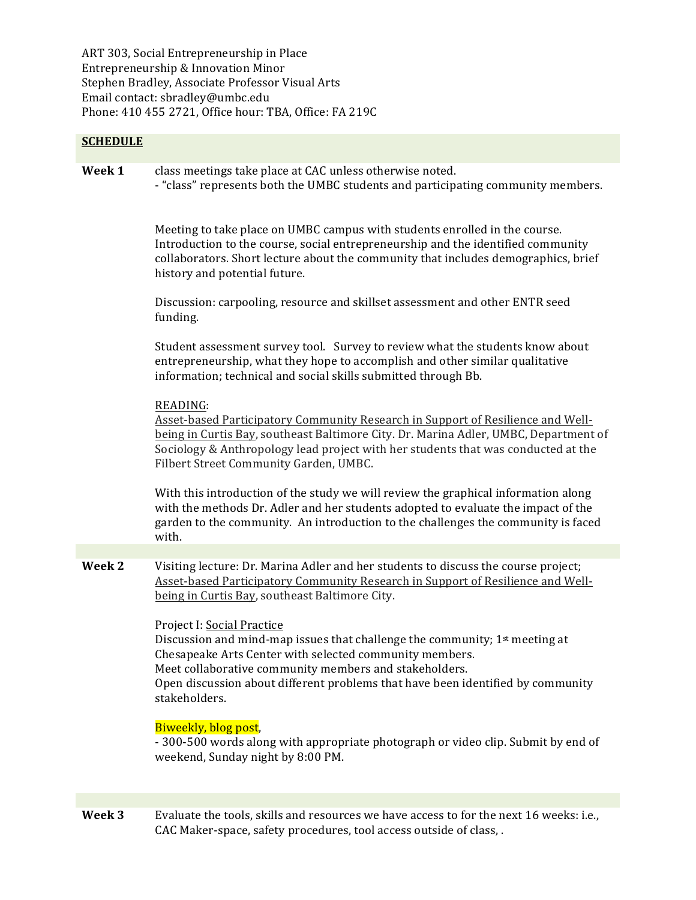ART 303, Social Entrepreneurship in Place
Entrepreneurship & Innovation Minor
Stephen Bradley, Associate Professor Visual Arts
Email contact: sbradley@umbc.edu
Phone: 410 455 2721, Office hour: TBA, Office: FA 219C

## SCHEDULE

**Week 1**

class meetings take place at CAC unless otherwise noted.
- "class" represents both the UMBC students and participating community members.

Meeting to take place on UMBC campus with students enrolled in the course. Introduction to the course, social entrepreneurship and the identified community collaborators. Short lecture about the community that includes demographics, brief history and potential future.

Discussion: carpooling, resource and skillset assessment and other ENTR seed funding.

Student assessment survey tool. Survey to review what the students know about entrepreneurship, what they hope to accomplish and other similar qualitative information; technical and social skills submitted through Bb.

READING:
Asset-based Participatory Community Research in Support of Resilience and Well-being in Curtis Bay, southeast Baltimore City. Dr. Marina Adler, UMBC, Department of Sociology & Anthropology lead project with her students that was conducted at the Filbert Street Community Garden, UMBC.

With this introduction of the study we will review the graphical information along with the methods Dr. Adler and her students adopted to evaluate the impact of the garden to the community. An introduction to the challenges the community is faced with.

**Week 2**

Visiting lecture: Dr. Marina Adler and her students to discuss the course project; Asset-based Participatory Community Research in Support of Resilience and Well-being in Curtis Bay, southeast Baltimore City.

Project I: Social Practice
Discussion and mind-map issues that challenge the community; 1st meeting at Chesapeake Arts Center with selected community members.
Meet collaborative community members and stakeholders.
Open discussion about different problems that have been identified by community stakeholders.

Biweekly, blog post,
- 300-500 words along with appropriate photograph or video clip. Submit by end of weekend, Sunday night by 8:00 PM.

**Week 3**

Evaluate the tools, skills and resources we have access to for the next 16 weeks: i.e., CAC Maker-space, safety procedures, tool access outside of class, .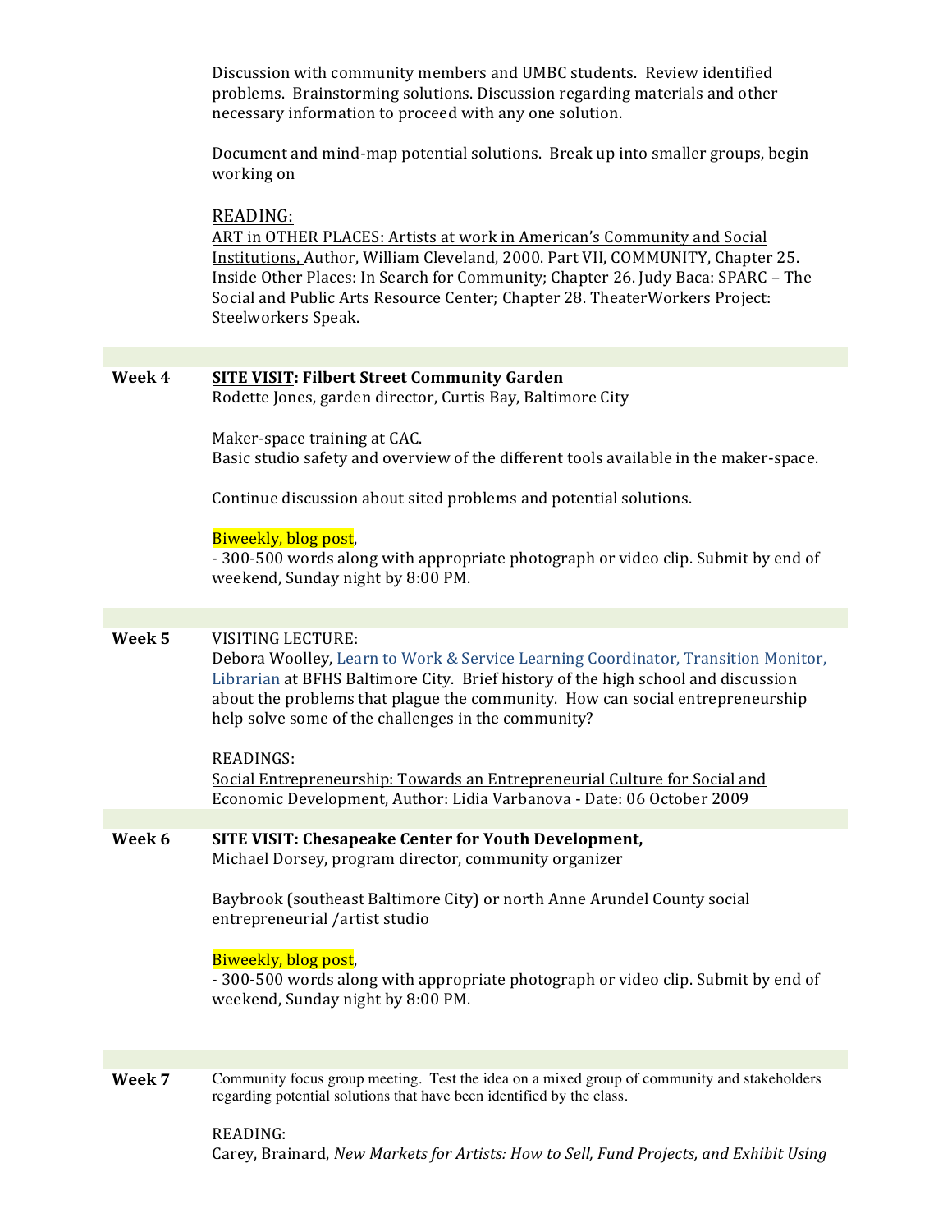Discussion with community members and UMBC students. Review identified problems. Brainstorming solutions. Discussion regarding materials and other necessary information to proceed with any one solution.

Document and mind-map potential solutions. Break up into smaller groups, begin working on

READING:
ART in OTHER PLACES: Artists at work in American's Community and Social Institutions, Author, William Cleveland, 2000. Part VII, COMMUNITY, Chapter 25. Inside Other Places: In Search for Community; Chapter 26. Judy Baca: SPARC – The Social and Public Arts Resource Center; Chapter 28. TheaterWorkers Project: Steelworkers Speak.

**Week 4** **SITE VISIT: Filbert Street Community Garden**
Rodette Jones, garden director, Curtis Bay, Baltimore City

Maker-space training at CAC.
Basic studio safety and overview of the different tools available in the maker-space.

Continue discussion about sited problems and potential solutions.

Biweekly, blog post,
- 300-500 words along with appropriate photograph or video clip. Submit by end of weekend, Sunday night by 8:00 PM.

**Week 5** VISITING LECTURE:
Debora Woolley, Learn to Work & Service Learning Coordinator, Transition Monitor, Librarian at BFHS Baltimore City. Brief history of the high school and discussion about the problems that plague the community. How can social entrepreneurship help solve some of the challenges in the community?

READINGS:
Social Entrepreneurship: Towards an Entrepreneurial Culture for Social and Economic Development, Author: Lidia Varbanova - Date: 06 October 2009

**Week 6** **SITE VISIT: Chesapeake Center for Youth Development,**
Michael Dorsey, program director, community organizer

Baybrook (southeast Baltimore City) or north Anne Arundel County social entrepreneurial /artist studio

Biweekly, blog post,
- 300-500 words along with appropriate photograph or video clip. Submit by end of weekend, Sunday night by 8:00 PM.

**Week 7** Community focus group meeting. Test the idea on a mixed group of community and stakeholders regarding potential solutions that have been identified by the class.

READING:
Carey, Brainard, *New Markets for Artists: How to Sell, Fund Projects, and Exhibit Using*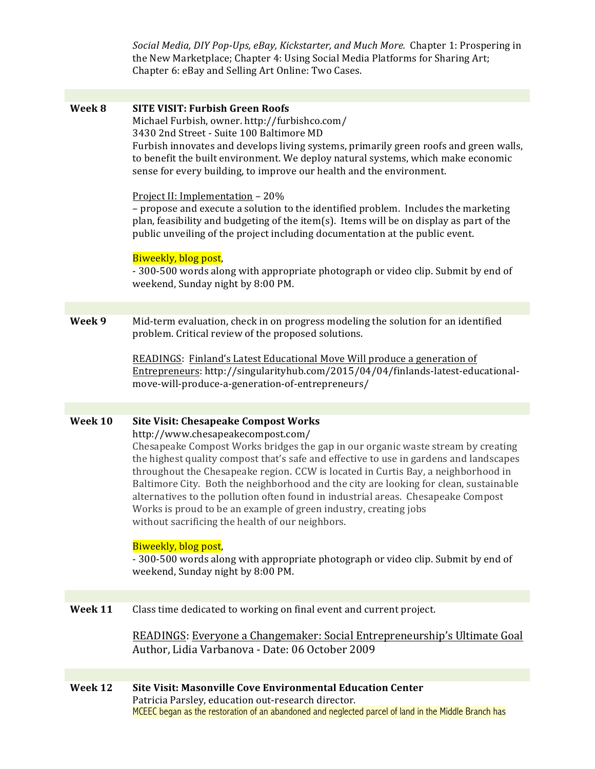*Social Media, DIY Pop-Ups, eBay, Kickstarter, and Much More.* Chapter 1: Prospering in the New Marketplace; Chapter 4: Using Social Media Platforms for Sharing Art; Chapter 6: eBay and Selling Art Online: Two Cases.

**Week 8** **SITE VISIT: Furbish Green Roofs**

Michael Furbish, owner. http://furbishco.com/
3430 2nd Street - Suite 100 Baltimore MD
Furbish innovates and develops living systems, primarily green roofs and green walls, to benefit the built environment. We deploy natural systems, which make economic sense for every building, to improve our health and the environment.

Project II: Implementation – 20%
– propose and execute a solution to the identified problem. Includes the marketing plan, feasibility and budgeting of the item(s). Items will be on display as part of the public unveiling of the project including documentation at the public event.

Biweekly, blog post,
- 300-500 words along with appropriate photograph or video clip. Submit by end of weekend, Sunday night by 8:00 PM.

**Week 9** Mid-term evaluation, check in on progress modeling the solution for an identified problem. Critical review of the proposed solutions.

READINGS: Finland's Latest Educational Move Will produce a generation of Entrepreneurs: http://singularityhub.com/2015/04/04/finlands-latest-educational-move-will-produce-a-generation-of-entrepreneurs/

**Week 10** **Site Visit: Chesapeake Compost Works**

http://www.chesapeakecompost.com/
Chesapeake Compost Works bridges the gap in our organic waste stream by creating the highest quality compost that's safe and effective to use in gardens and landscapes throughout the Chesapeake region. CCW is located in Curtis Bay, a neighborhood in Baltimore City. Both the neighborhood and the city are looking for clean, sustainable alternatives to the pollution often found in industrial areas. Chesapeake Compost Works is proud to be an example of green industry, creating jobs without sacrificing the health of our neighbors.

Biweekly, blog post,
- 300-500 words along with appropriate photograph or video clip. Submit by end of weekend, Sunday night by 8:00 PM.

**Week 11** Class time dedicated to working on final event and current project.

READINGS: Everyone a Changemaker: Social Entrepreneurship's Ultimate Goal
Author, Lidia Varbanova - Date: 06 October 2009

**Week 12** **Site Visit: Masonville Cove Environmental Education Center**

Patricia Parsley, education out-research director.
MCEEC began as the restoration of an abandoned and neglected parcel of land in the Middle Branch has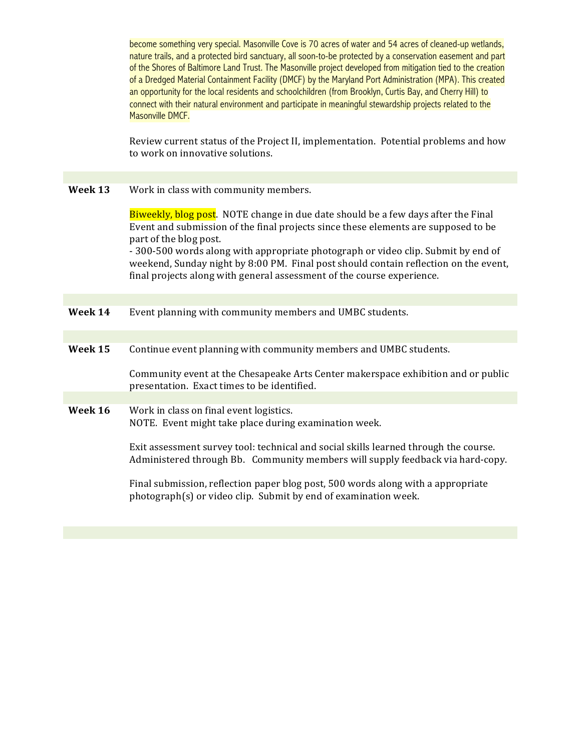become something very special. Masonville Cove is 70 acres of water and 54 acres of cleaned-up wetlands, nature trails, and a protected bird sanctuary, all soon-to-be protected by a conservation easement and part of the Shores of Baltimore Land Trust. The Masonville project developed from mitigation tied to the creation of a Dredged Material Containment Facility (DMCF) by the Maryland Port Administration (MPA). This created an opportunity for the local residents and schoolchildren (from Brooklyn, Curtis Bay, and Cherry Hill) to connect with their natural environment and participate in meaningful stewardship projects related to the Masonville DMCF.

Review current status of the Project II, implementation. Potential problems and how to work on innovative solutions.

| | |
|---|---|
| **Week 13** | Work in class with community members.<br><br>Biweekly, blog post. NOTE change in due date should be a few days after the Final Event and submission of the final projects since these elements are supposed to be part of the blog post.<br>- 300-500 words along with appropriate photograph or video clip. Submit by end of weekend, Sunday night by 8:00 PM. Final post should contain reflection on the event, final projects along with general assessment of the course experience. |
| **Week 14** | Event planning with community members and UMBC students. |
| **Week 15** | Continue event planning with community members and UMBC students.<br><br>Community event at the Chesapeake Arts Center makerspace exhibition and or public presentation. Exact times to be identified. |
| **Week 16** | Work in class on final event logistics.<br>NOTE. Event might take place during examination week.<br><br>Exit assessment survey tool: technical and social skills learned through the course. Administered through Bb. Community members will supply feedback via hard-copy.<br><br>Final submission, reflection paper blog post, 500 words along with a appropriate photograph(s) or video clip. Submit by end of examination week. |